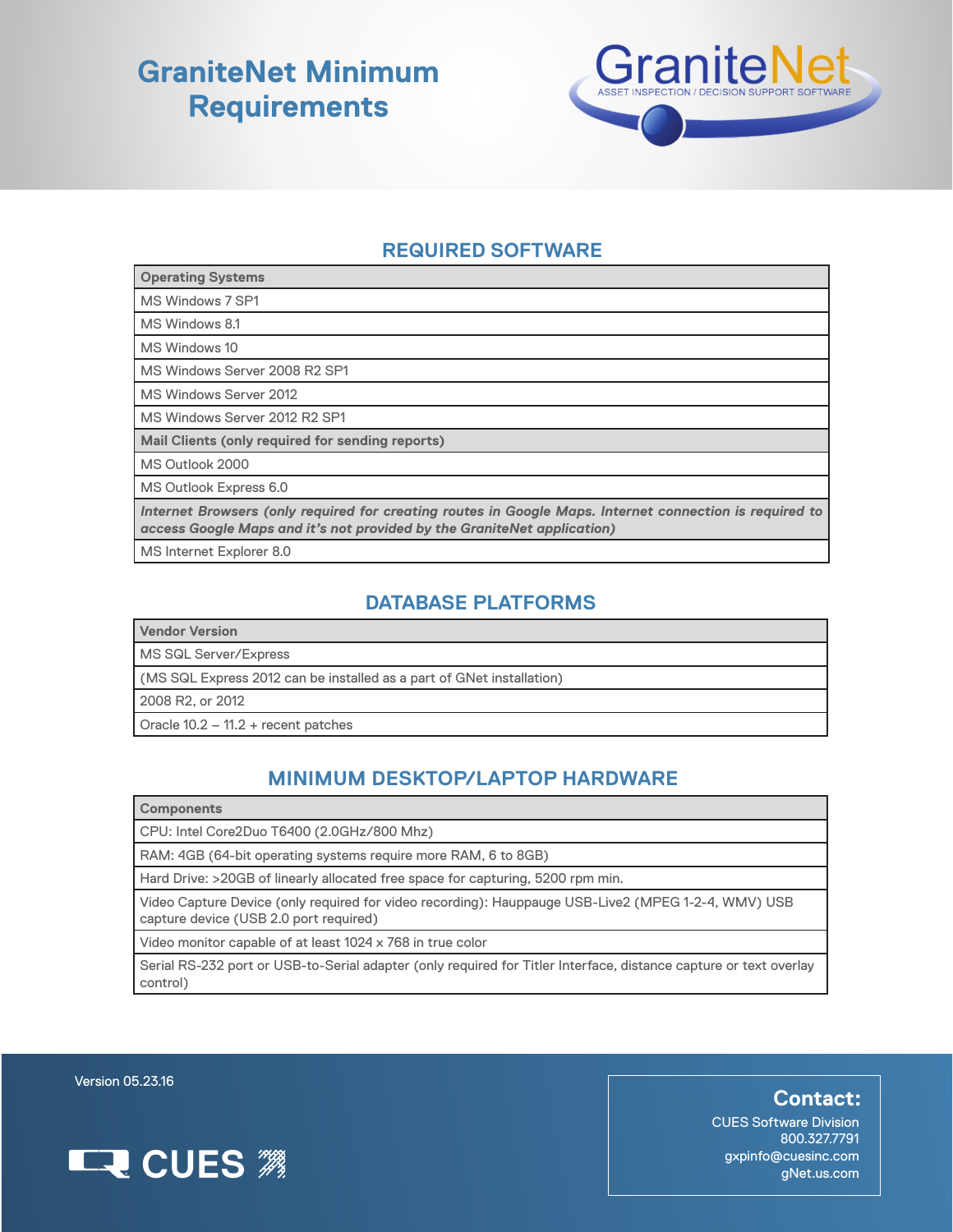# GraniteNet Minimum Requirements

GraniteNet
ASSET INSPECTION / DECISION SUPPORT SOFTWARE

## REQUIRED SOFTWARE

| Operating Systems |
|---|
| MS Windows 7 SP1 |
| MS Windows 8.1 |
| MS Windows 10 |
| MS Windows Server 2008 R2 SP1 |
| MS Windows Server 2012 |
| MS Windows Server 2012 R2 SP1 |
| **Mail Clients (only required for sending reports)** |
| MS Outlook 2000 |
| MS Outlook Express 6.0 |
| ***Internet Browsers (only required for creating routes in Google Maps. Internet connection is required to access Google Maps and it's not provided by the GraniteNet application)*** |
| MS Internet Explorer 8.0 |

## DATABASE PLATFORMS

| Vendor Version |
|---|
| MS SQL Server/Express |
| (MS SQL Express 2012 can be installed as a part of GNet installation) |
| 2008 R2, or 2012 |
| Oracle 10.2 – 11.2 + recent patches |

## MINIMUM DESKTOP/LAPTOP HARDWARE

| Components |
|---|
| CPU: Intel Core2Duo T6400 (2.0GHz/800 Mhz) |
| RAM: 4GB (64-bit operating systems require more RAM, 6 to 8GB) |
| Hard Drive: >20GB of linearly allocated free space for capturing, 5200 rpm min. |
| Video Capture Device (only required for video recording): Hauppauge USB-Live2 (MPEG 1-2-4, WMV) USB capture device (USB 2.0 port required) |
| Video monitor capable of at least 1024 x 768 in true color |
| Serial RS-232 port or USB-to-Serial adapter (only required for Titler Interface, distance capture or text overlay control) |

Version 05.23.16

CUES

**Contact:**
CUES Software Division
800.327.7791
gxpinfo@cuesinc.com
gNet.us.com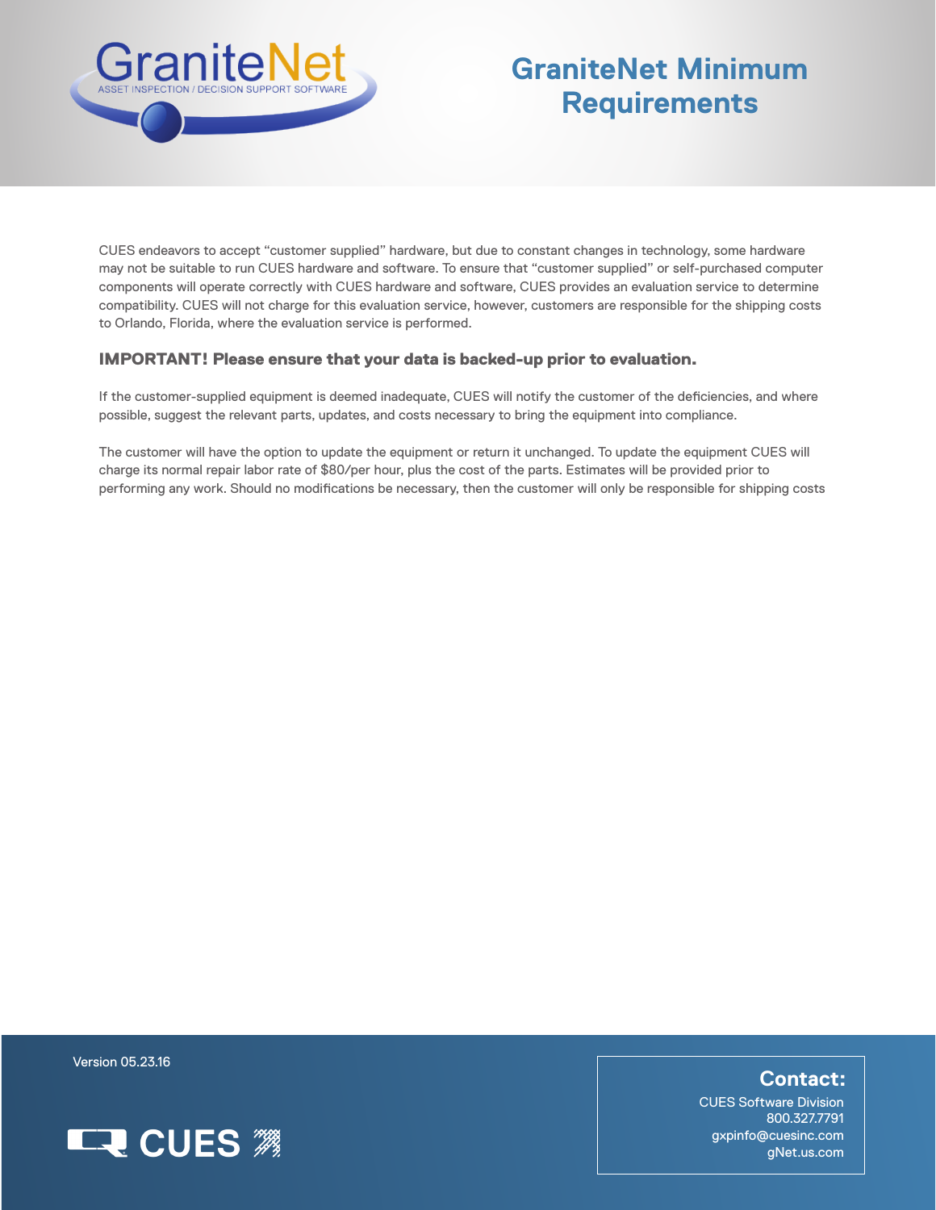# GraniteNet Minimum Requirements

CUES endeavors to accept “customer supplied” hardware, but due to constant changes in technology, some hardware may not be suitable to run CUES hardware and software. To ensure that “customer supplied” or self-purchased computer components will operate correctly with CUES hardware and software, CUES provides an evaluation service to determine compatibility. CUES will not charge for this evaluation service, however, customers are responsible for the shipping costs to Orlando, Florida, where the evaluation service is performed.

**IMPORTANT! Please ensure that your data is backed-up prior to evaluation.**

If the customer-supplied equipment is deemed inadequate, CUES will notify the customer of the deficiencies, and where possible, suggest the relevant parts, updates, and costs necessary to bring the equipment into compliance.

The customer will have the option to update the equipment or return it unchanged. To update the equipment CUES will charge its normal repair labor rate of $80/per hour, plus the cost of the parts. Estimates will be provided prior to performing any work. Should no modifications be necessary, then the customer will only be responsible for shipping costs

Version 05.23.16

**Contact:**
CUES Software Division
800.327.7791
gxpinfo@cuesinc.com
gNet.us.com